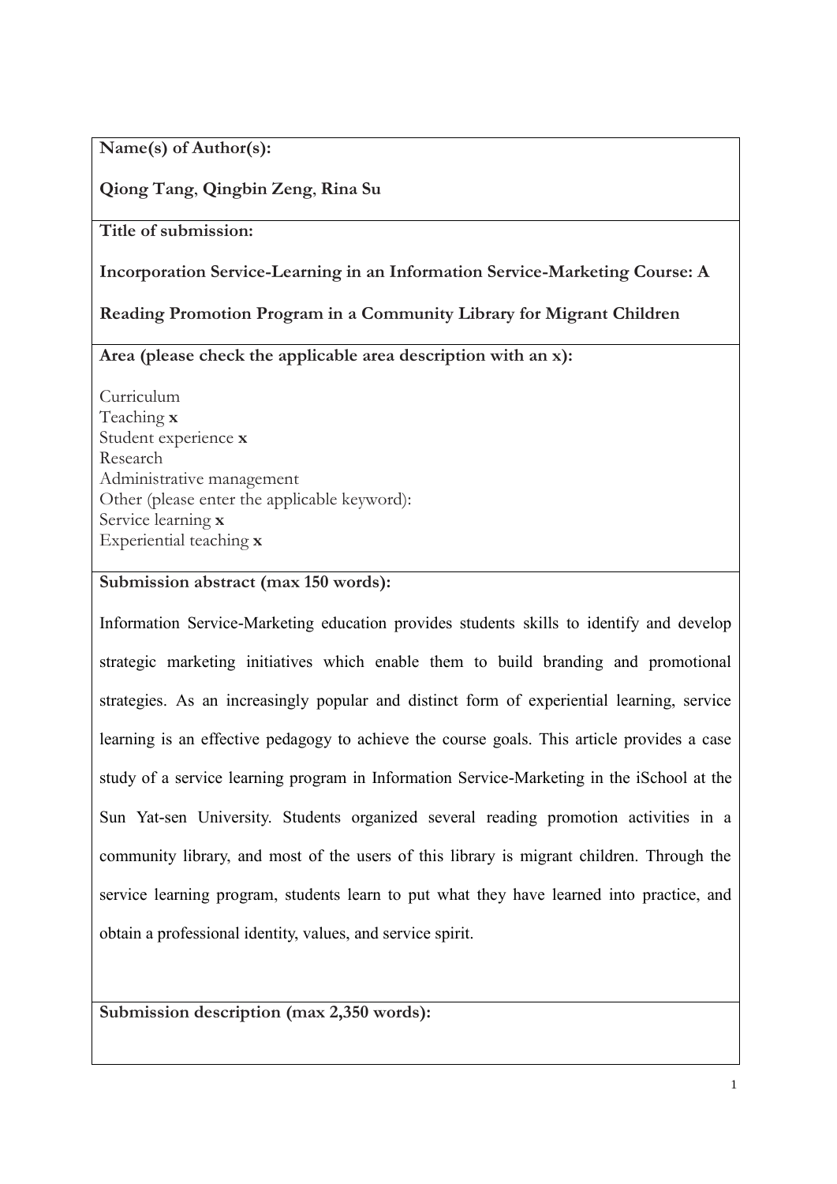**Name(s) of Author(s):**

**Qiong Tang**, **Qingbin Zeng**, **Rina Su**

**Title of submission:**

**Incorporation Service-Learning in an Information Service-Marketing Course: A Reading Promotion Program in a Community Library for Migrant Children**

**Area (please check the applicable area description with an x):**

Curriculum
Teaching **x**
Student experience **x**
Research
Administrative management
Other (please enter the applicable keyword):
Service learning **x**
Experiential teaching **x**

**Submission abstract (max 150 words):**

Information Service-Marketing education provides students skills to identify and develop strategic marketing initiatives which enable them to build branding and promotional strategies. As an increasingly popular and distinct form of experiential learning, service learning is an effective pedagogy to achieve the course goals. This article provides a case study of a service learning program in Information Service-Marketing in the iSchool at the Sun Yat-sen University. Students organized several reading promotion activities in a community library, and most of the users of this library is migrant children. Through the service learning program, students learn to put what they have learned into practice, and obtain a professional identity, values, and service spirit.

**Submission description (max 2,350 words):**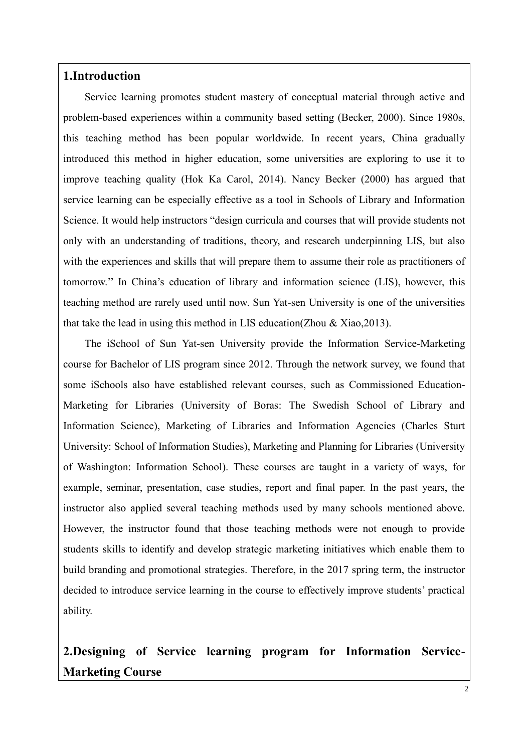## 1.Introduction

Service learning promotes student mastery of conceptual material through active and problem-based experiences within a community based setting (Becker, 2000). Since 1980s, this teaching method has been popular worldwide. In recent years, China gradually introduced this method in higher education, some universities are exploring to use it to improve teaching quality (Hok Ka Carol, 2014). Nancy Becker (2000) has argued that service learning can be especially effective as a tool in Schools of Library and Information Science. It would help instructors "design curricula and courses that will provide students not only with an understanding of traditions, theory, and research underpinning LIS, but also with the experiences and skills that will prepare them to assume their role as practitioners of tomorrow.'' In China's education of library and information science (LIS), however, this teaching method are rarely used until now. Sun Yat-sen University is one of the universities that take the lead in using this method in LIS education(Zhou & Xiao,2013).

The iSchool of Sun Yat-sen University provide the Information Service-Marketing course for Bachelor of LIS program since 2012. Through the network survey, we found that some iSchools also have established relevant courses, such as Commissioned Education-Marketing for Libraries (University of Boras: The Swedish School of Library and Information Science), Marketing of Libraries and Information Agencies (Charles Sturt University: School of Information Studies), Marketing and Planning for Libraries (University of Washington: Information School). These courses are taught in a variety of ways, for example, seminar, presentation, case studies, report and final paper. In the past years, the instructor also applied several teaching methods used by many schools mentioned above. However, the instructor found that those teaching methods were not enough to provide students skills to identify and develop strategic marketing initiatives which enable them to build branding and promotional strategies. Therefore, in the 2017 spring term, the instructor decided to introduce service learning in the course to effectively improve students' practical ability.

## 2.Designing of Service learning program for Information Service-Marketing Course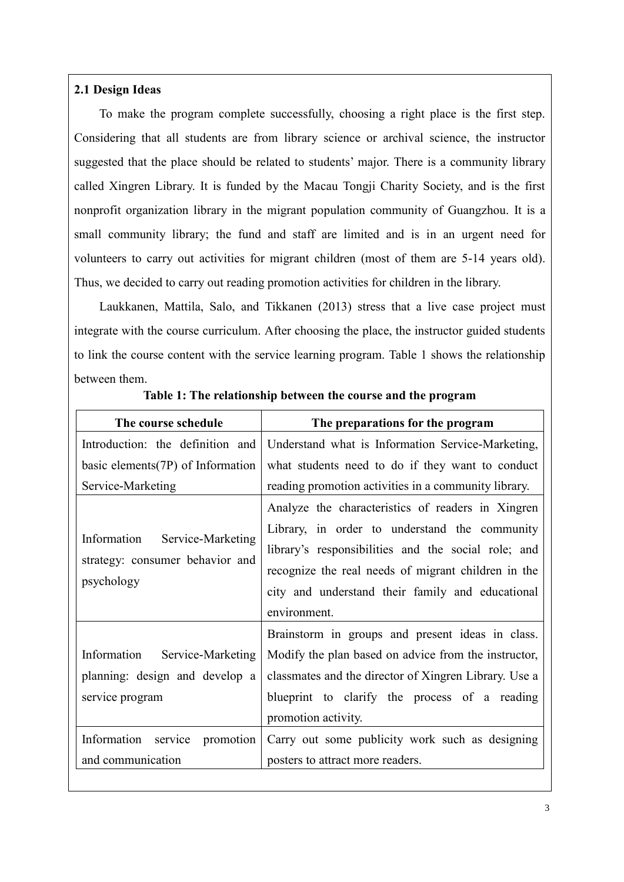### 2.1 Design Ideas

To make the program complete successfully, choosing a right place is the first step. Considering that all students are from library science or archival science, the instructor suggested that the place should be related to students' major. There is a community library called Xingren Library. It is funded by the Macau Tongji Charity Society, and is the first nonprofit organization library in the migrant population community of Guangzhou. It is a small community library; the fund and staff are limited and is in an urgent need for volunteers to carry out activities for migrant children (most of them are 5-14 years old). Thus, we decided to carry out reading promotion activities for children in the library.

Laukkanen, Mattila, Salo, and Tikkanen (2013) stress that a live case project must integrate with the course curriculum. After choosing the place, the instructor guided students to link the course content with the service learning program. Table 1 shows the relationship between them.

**Table 1: The relationship between the course and the program**

| The course schedule | The preparations for the program |
| --- | --- |
| Introduction: the definition and basic elements(7P) of Information Service-Marketing | Understand what is Information Service-Marketing, what students need to do if they want to conduct reading promotion activities in a community library. |
| Information Service-Marketing strategy: consumer behavior and psychology | Analyze the characteristics of readers in Xingren Library, in order to understand the community library's responsibilities and the social role; and recognize the real needs of migrant children in the city and understand their family and educational environment. |
| Information Service-Marketing planning: design and develop a service program | Brainstorm in groups and present ideas in class. Modify the plan based on advice from the instructor, classmates and the director of Xingren Library. Use a blueprint to clarify the process of a reading promotion activity. |
| Information service promotion and communication | Carry out some publicity work such as designing posters to attract more readers. |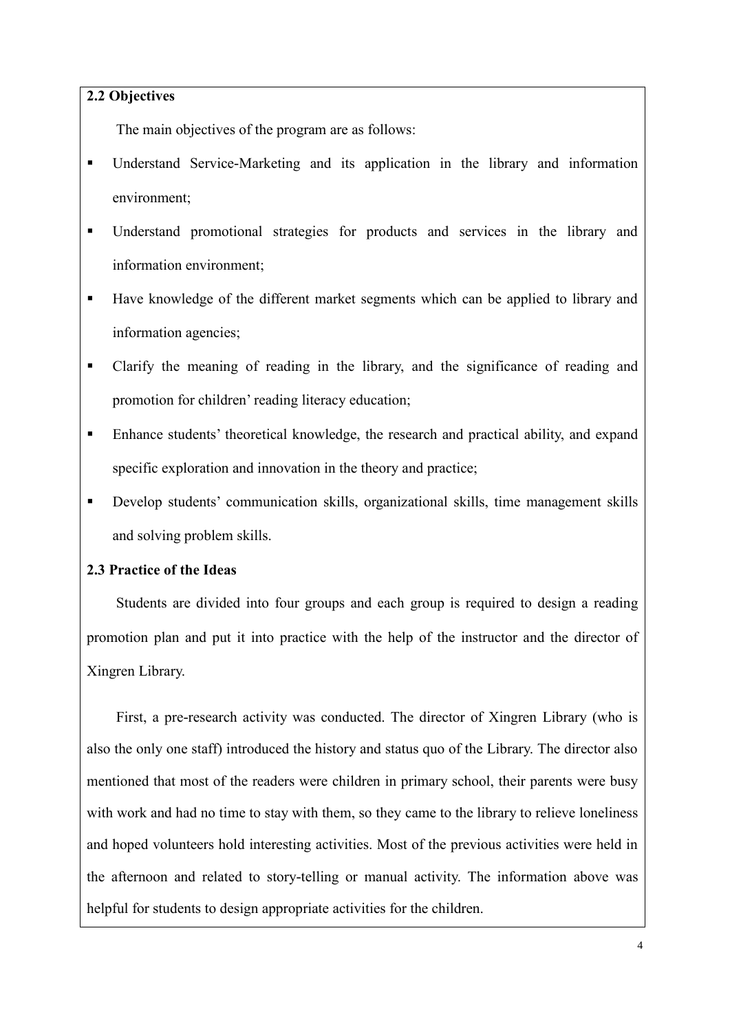**2.2 Objectives**

The main objectives of the program are as follows:

- Understand Service-Marketing and its application in the library and information environment;
- Understand promotional strategies for products and services in the library and information environment;
- Have knowledge of the different market segments which can be applied to library and information agencies;
- Clarify the meaning of reading in the library, and the significance of reading and promotion for children' reading literacy education;
- Enhance students' theoretical knowledge, the research and practical ability, and expand specific exploration and innovation in the theory and practice;
- Develop students' communication skills, organizational skills, time management skills and solving problem skills.

**2.3 Practice of the Ideas**

Students are divided into four groups and each group is required to design a reading promotion plan and put it into practice with the help of the instructor and the director of Xingren Library.

First, a pre-research activity was conducted. The director of Xingren Library (who is also the only one staff) introduced the history and status quo of the Library. The director also mentioned that most of the readers were children in primary school, their parents were busy with work and had no time to stay with them, so they came to the library to relieve loneliness and hoped volunteers hold interesting activities. Most of the previous activities were held in the afternoon and related to story-telling or manual activity. The information above was helpful for students to design appropriate activities for the children.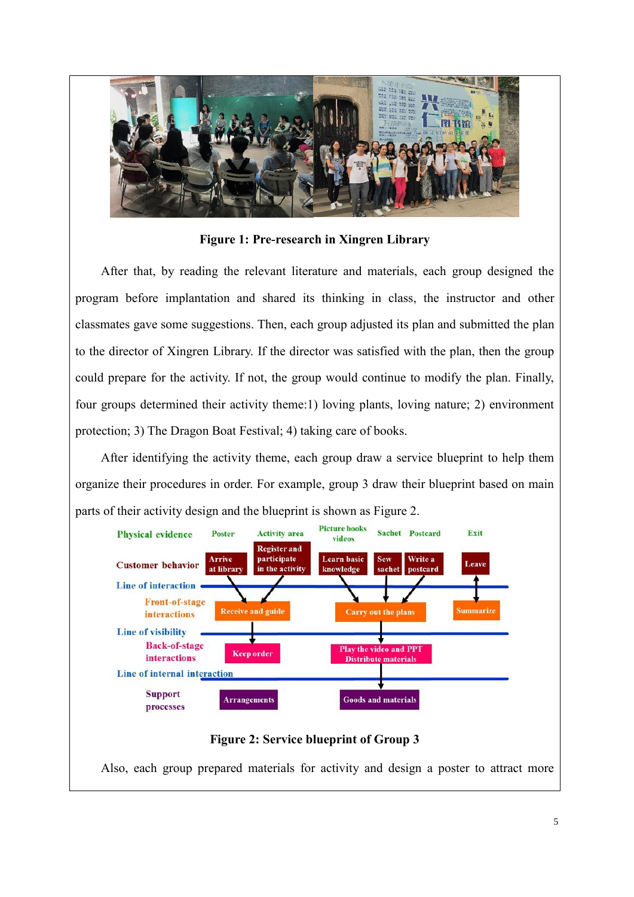**Figure 1: Pre-research in Xingren Library**

After that, by reading the relevant literature and materials, each group designed the program before implantation and shared its thinking in class, the instructor and other classmates gave some suggestions. Then, each group adjusted its plan and submitted the plan to the director of Xingren Library. If the director was satisfied with the plan, then the group could prepare for the activity. If not, the group would continue to modify the plan. Finally, four groups determined their activity theme:1) loving plants, loving nature; 2) environment protection; 3) The Dragon Boat Festival; 4) taking care of books.

After identifying the activity theme, each group draw a service blueprint to help them organize their procedures in order. For example, group 3 draw their blueprint based on main parts of their activity design and the blueprint is shown as Figure 2.

**Figure 2: Service blueprint of Group 3**

Also, each group prepared materials for activity and design a poster to attract more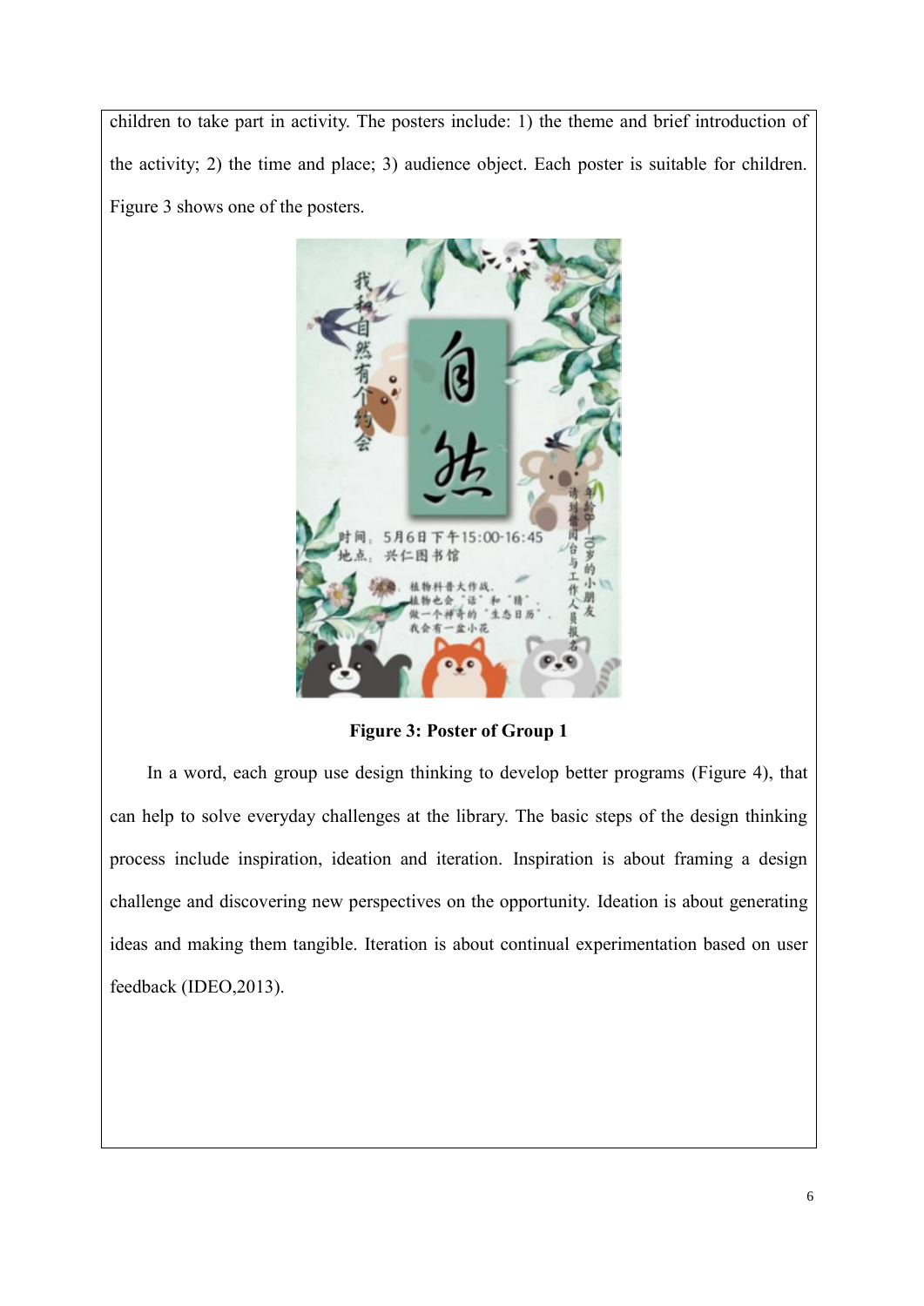children to take part in activity. The posters include: 1) the theme and brief introduction of the activity; 2) the time and place; 3) audience object. Each poster is suitable for children. Figure 3 shows one of the posters.

**Figure 3: Poster of Group 1**

In a word, each group use design thinking to develop better programs (Figure 4), that can help to solve everyday challenges at the library. The basic steps of the design thinking process include inspiration, ideation and iteration. Inspiration is about framing a design challenge and discovering new perspectives on the opportunity. Ideation is about generating ideas and making them tangible. Iteration is about continual experimentation based on user feedback (IDEO,2013).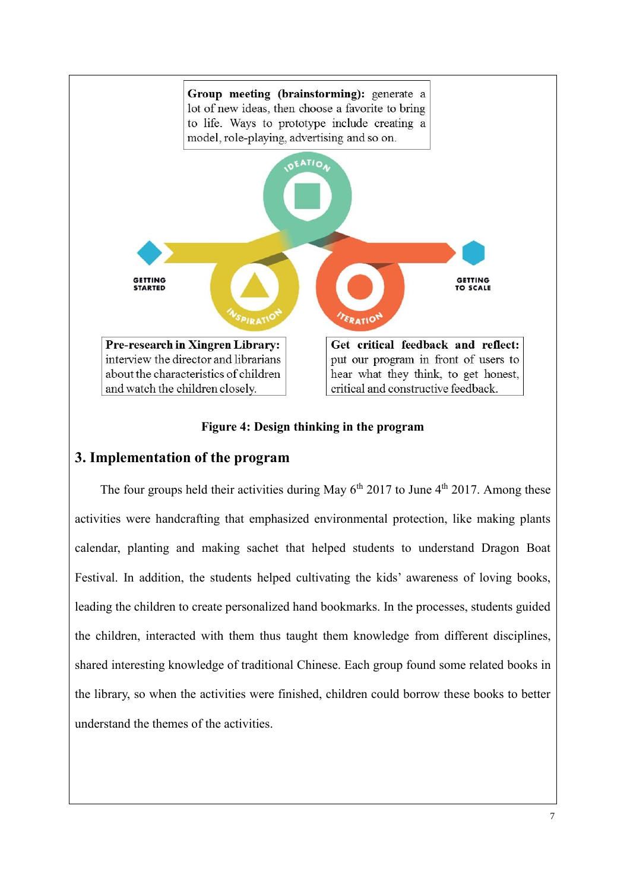**Group meeting (brainstorming):** generate a lot of new ideas, then choose a favorite to bring to life. Ways to prototype include creating a model, role-playing, advertising and so on.

IDEATION

GETTING STARTED

INSPIRATION

ITERATION

GETTING TO SCALE

**Pre-research in Xingren Library:** interview the director and librarians about the characteristics of children and watch the children closely.

**Get critical feedback and reflect:** put our program in front of users to hear what they think, to get honest, critical and constructive feedback.

**Figure 4: Design thinking in the program**

## 3. Implementation of the program

The four groups held their activities during May 6th 2017 to June 4th 2017. Among these activities were handcrafting that emphasized environmental protection, like making plants calendar, planting and making sachet that helped students to understand Dragon Boat Festival. In addition, the students helped cultivating the kids' awareness of loving books, leading the children to create personalized hand bookmarks. In the processes, students guided the children, interacted with them thus taught them knowledge from different disciplines, shared interesting knowledge of traditional Chinese. Each group found some related books in the library, so when the activities were finished, children could borrow these books to better understand the themes of the activities.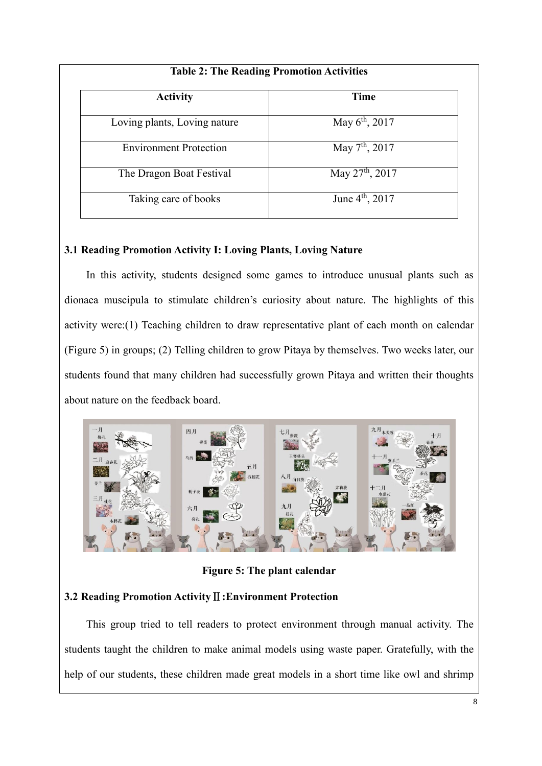**Table 2: The Reading Promotion Activities**

| Activity | Time |
| --- | --- |
| Loving plants, Loving nature | May 6th, 2017 |
| Environment Protection | May 7th, 2017 |
| The Dragon Boat Festival | May 27th, 2017 |
| Taking care of books | June 4th, 2017 |

### 3.1 Reading Promotion Activity I: Loving Plants, Loving Nature

In this activity, students designed some games to introduce unusual plants such as dionaea muscipula to stimulate children's curiosity about nature. The highlights of this activity were:(1) Teaching children to draw representative plant of each month on calendar (Figure 5) in groups; (2) Telling children to grow Pitaya by themselves. Two weeks later, our students found that many children had successfully grown Pitaya and written their thoughts about nature on the feedback board.

**Figure 5: The plant calendar**

### 3.2 Reading Promotion Activity Ⅱ:Environment Protection

This group tried to tell readers to protect environment through manual activity. The students taught the children to make animal models using waste paper. Gratefully, with the help of our students, these children made great models in a short time like owl and shrimp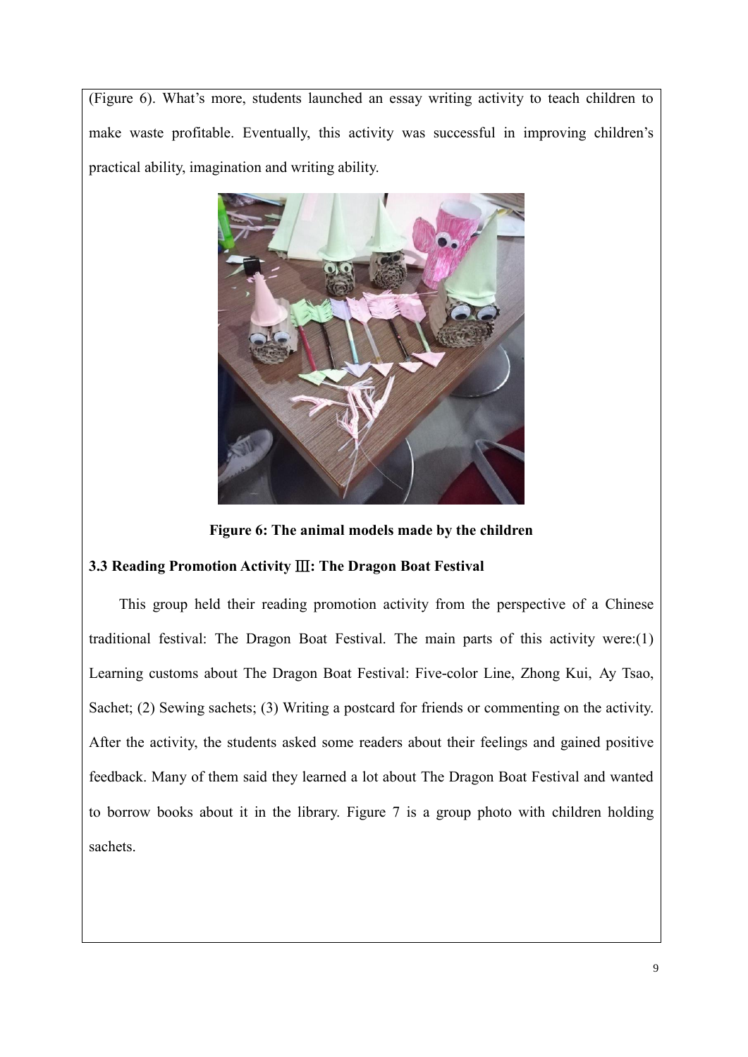(Figure 6). What's more, students launched an essay writing activity to teach children to make waste profitable. Eventually, this activity was successful in improving children's practical ability, imagination and writing ability.

**Figure 6: The animal models made by the children**

### 3.3 Reading Promotion Activity Ⅲ: The Dragon Boat Festival

This group held their reading promotion activity from the perspective of a Chinese traditional festival: The Dragon Boat Festival. The main parts of this activity were:(1) Learning customs about The Dragon Boat Festival: Five-color Line, Zhong Kui, Ay Tsao, Sachet; (2) Sewing sachets; (3) Writing a postcard for friends or commenting on the activity. After the activity, the students asked some readers about their feelings and gained positive feedback. Many of them said they learned a lot about The Dragon Boat Festival and wanted to borrow books about it in the library. Figure 7 is a group photo with children holding sachets.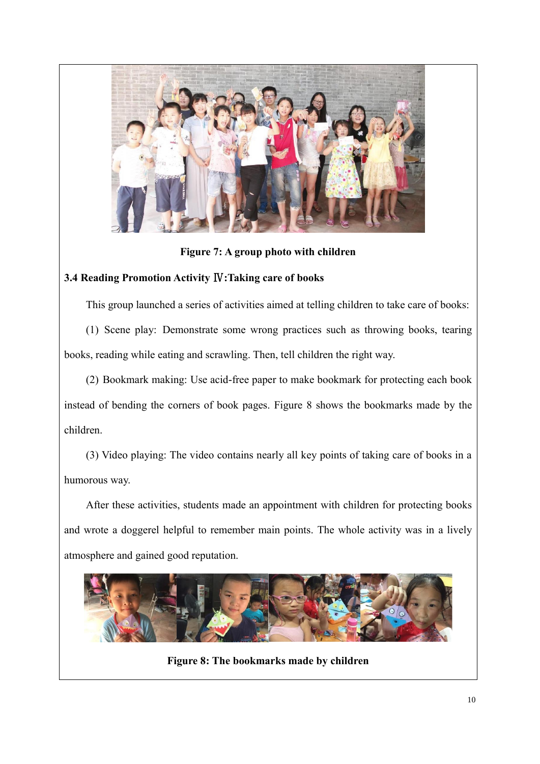Figure 7: A group photo with children

### 3.4 Reading Promotion Activity Ⅳ:Taking care of books

This group launched a series of activities aimed at telling children to take care of books:

(1) Scene play: Demonstrate some wrong practices such as throwing books, tearing books, reading while eating and scrawling. Then, tell children the right way.

(2) Bookmark making: Use acid-free paper to make bookmark for protecting each book instead of bending the corners of book pages. Figure 8 shows the bookmarks made by the children.

(3) Video playing: The video contains nearly all key points of taking care of books in a humorous way.

After these activities, students made an appointment with children for protecting books and wrote a doggerel helpful to remember main points. The whole activity was in a lively atmosphere and gained good reputation.

Figure 8: The bookmarks made by children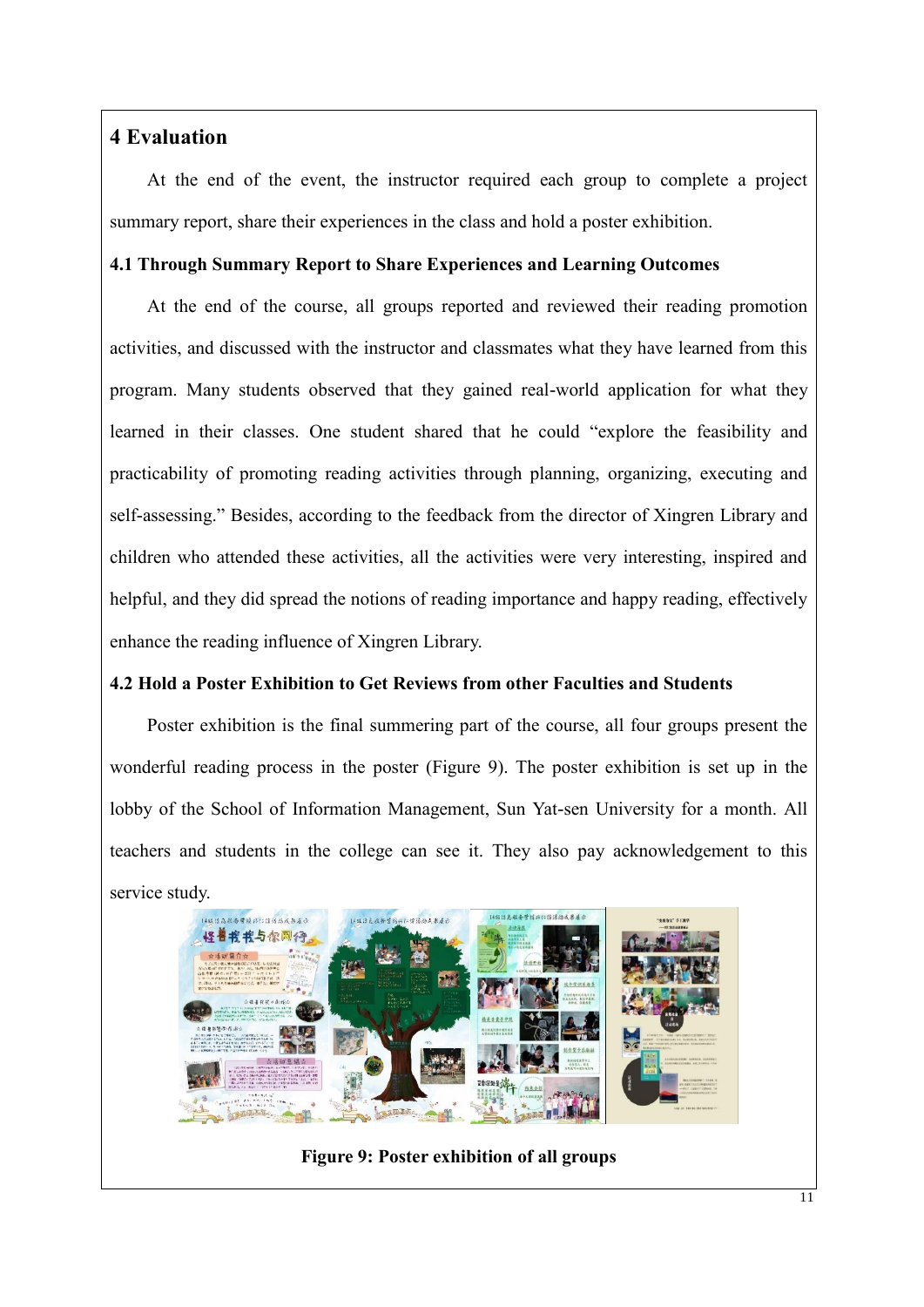## 4 Evaluation

At the end of the event, the instructor required each group to complete a project summary report, share their experiences in the class and hold a poster exhibition.

### 4.1 Through Summary Report to Share Experiences and Learning Outcomes

At the end of the course, all groups reported and reviewed their reading promotion activities, and discussed with the instructor and classmates what they have learned from this program. Many students observed that they gained real-world application for what they learned in their classes. One student shared that he could "explore the feasibility and practicability of promoting reading activities through planning, organizing, executing and self-assessing." Besides, according to the feedback from the director of Xingren Library and children who attended these activities, all the activities were very interesting, inspired and helpful, and they did spread the notions of reading importance and happy reading, effectively enhance the reading influence of Xingren Library.

### 4.2 Hold a Poster Exhibition to Get Reviews from other Faculties and Students

Poster exhibition is the final summering part of the course, all four groups present the wonderful reading process in the poster (Figure 9). The poster exhibition is set up in the lobby of the School of Information Management, Sun Yat-sen University for a month. All teachers and students in the college can see it. They also pay acknowledgement to this service study.

**Figure 9: Poster exhibition of all groups**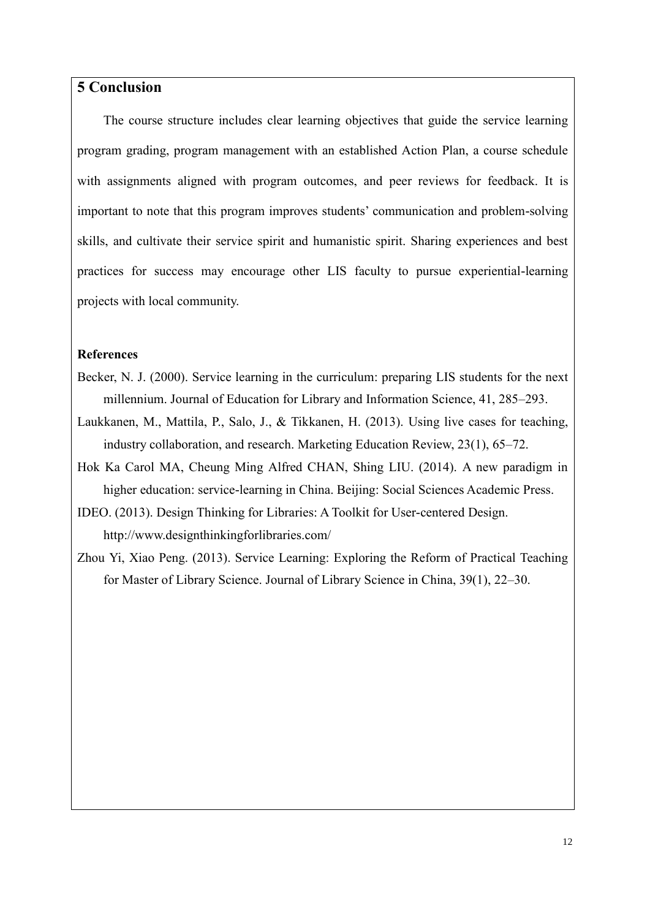## 5 Conclusion

The course structure includes clear learning objectives that guide the service learning program grading, program management with an established Action Plan, a course schedule with assignments aligned with program outcomes, and peer reviews for feedback. It is important to note that this program improves students' communication and problem-solving skills, and cultivate their service spirit and humanistic spirit. Sharing experiences and best practices for success may encourage other LIS faculty to pursue experiential-learning projects with local community.

**References**

Becker, N. J. (2000). Service learning in the curriculum: preparing LIS students for the next millennium. Journal of Education for Library and Information Science, 41, 285–293.

Laukkanen, M., Mattila, P., Salo, J., & Tikkanen, H. (2013). Using live cases for teaching, industry collaboration, and research. Marketing Education Review, 23(1), 65–72.

Hok Ka Carol MA, Cheung Ming Alfred CHAN, Shing LIU. (2014). A new paradigm in higher education: service-learning in China. Beijing: Social Sciences Academic Press.

IDEO. (2013). Design Thinking for Libraries: A Toolkit for User-centered Design. http://www.designthinkingforlibraries.com/

Zhou Yi, Xiao Peng. (2013). Service Learning: Exploring the Reform of Practical Teaching for Master of Library Science. Journal of Library Science in China, 39(1), 22–30.